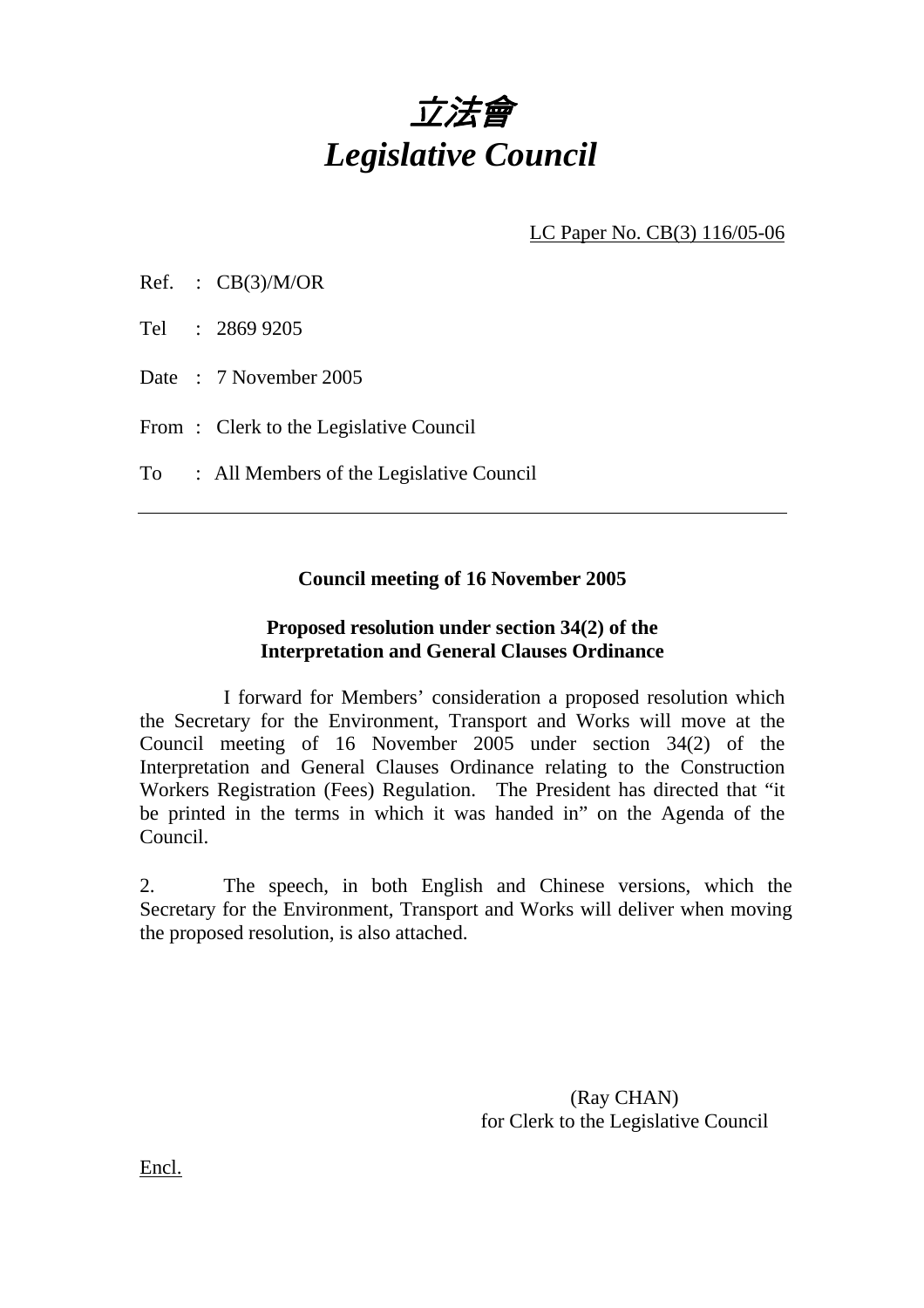# *立法會*
# *Legislative Council*

LC Paper No. CB(3) 116/05-06

Ref. : CB(3)/M/OR

Tel : 2869 9205

Date : 7 November 2005

From : Clerk to the Legislative Council

To : All Members of the Legislative Council

---

**Council meeting of 16 November 2005**

**Proposed resolution under section 34(2) of the Interpretation and General Clauses Ordinance**

I forward for Members' consideration a proposed resolution which the Secretary for the Environment, Transport and Works will move at the Council meeting of 16 November 2005 under section 34(2) of the Interpretation and General Clauses Ordinance relating to the Construction Workers Registration (Fees) Regulation. The President has directed that "it be printed in the terms in which it was handed in" on the Agenda of the Council.

2. The speech, in both English and Chinese versions, which the Secretary for the Environment, Transport and Works will deliver when moving the proposed resolution, is also attached.

(Ray CHAN)
for Clerk to the Legislative Council

Encl.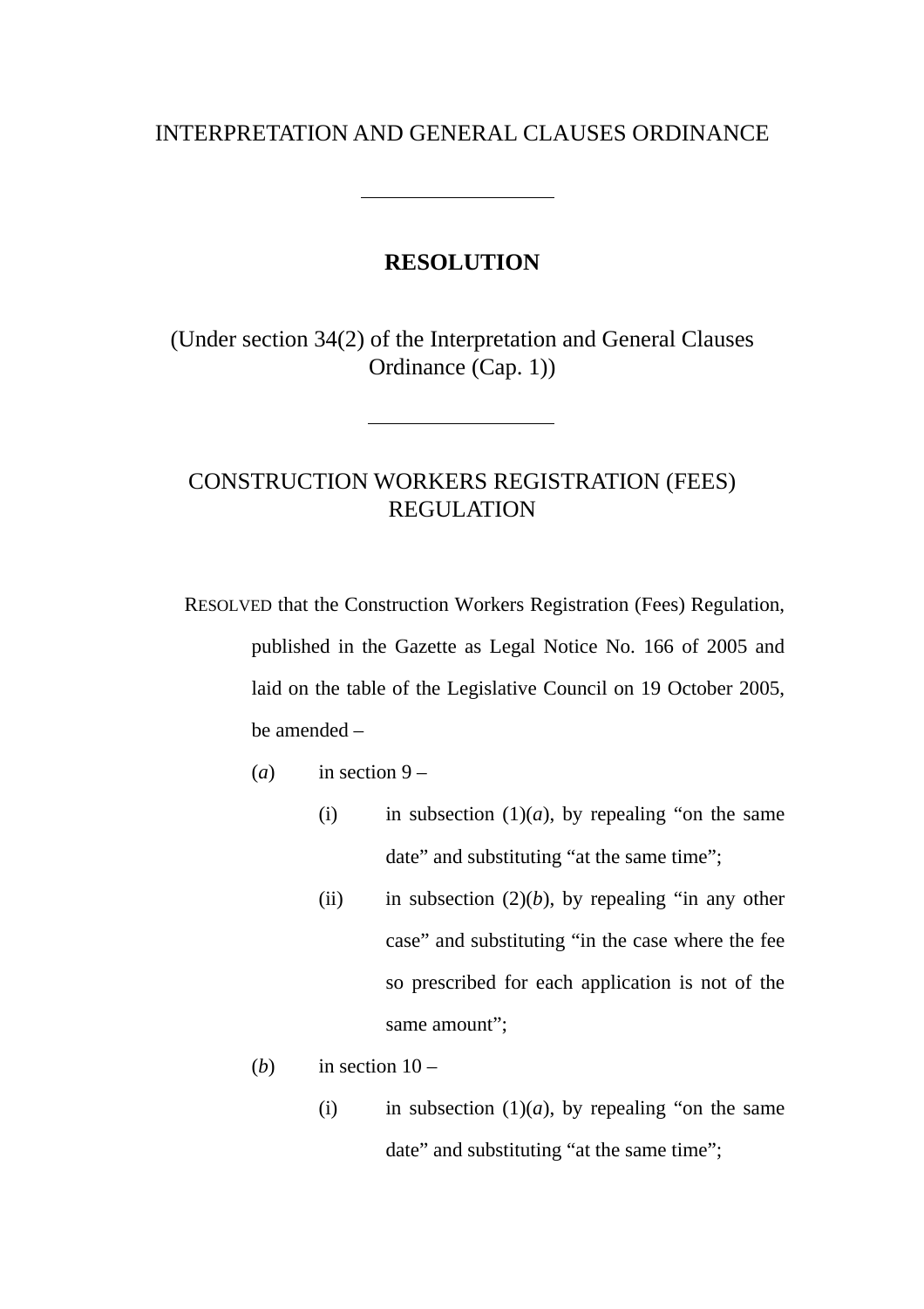INTERPRETATION AND GENERAL CLAUSES ORDINANCE

---

**RESOLUTION**

(Under section 34(2) of the Interpretation and General Clauses Ordinance (Cap. 1))

---

CONSTRUCTION WORKERS REGISTRATION (FEES) REGULATION

RESOLVED that the Construction Workers Registration (Fees) Regulation, published in the Gazette as Legal Notice No. 166 of 2005 and laid on the table of the Legislative Council on 19 October 2005, be amended –

(*a*) in section 9 –

(i) in subsection (1)(*a*), by repealing "on the same date" and substituting "at the same time";

(ii) in subsection (2)(*b*), by repealing "in any other case" and substituting "in the case where the fee so prescribed for each application is not of the same amount";

(*b*) in section 10 –

(i) in subsection (1)(*a*), by repealing "on the same date" and substituting "at the same time";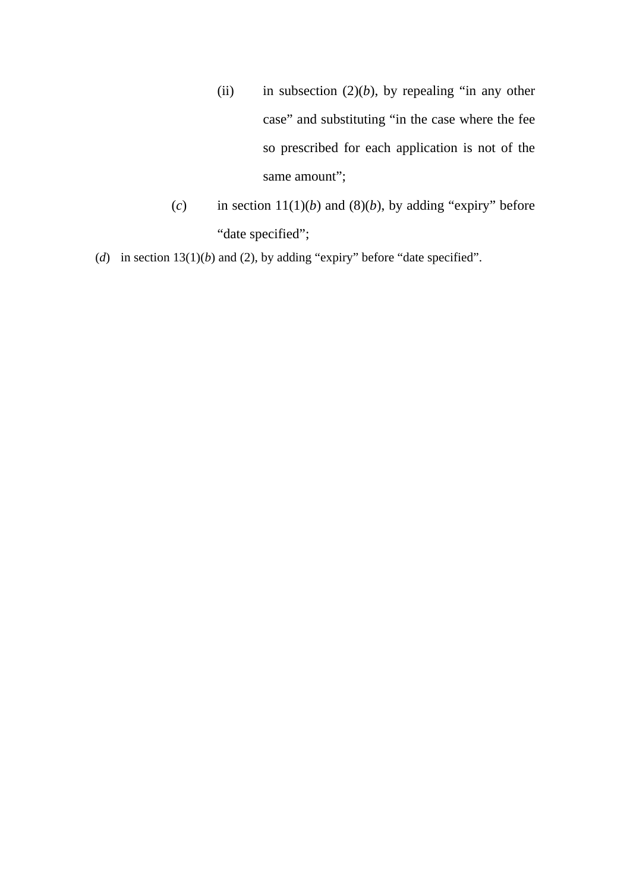(ii) in subsection (2)(*b*), by repealing "in any other case" and substituting "in the case where the fee so prescribed for each application is not of the same amount";

(*c*) in section 11(1)(*b*) and (8)(*b*), by adding "expiry" before "date specified";

(*d*) in section 13(1)(*b*) and (2), by adding "expiry" before "date specified".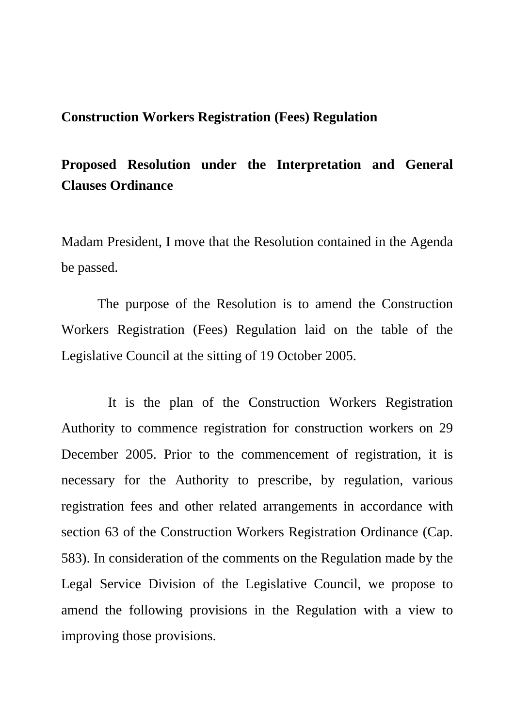**Construction Workers Registration (Fees) Regulation**

**Proposed Resolution under the Interpretation and General Clauses Ordinance**

Madam President, I move that the Resolution contained in the Agenda be passed.

The purpose of the Resolution is to amend the Construction Workers Registration (Fees) Regulation laid on the table of the Legislative Council at the sitting of 19 October 2005.

It is the plan of the Construction Workers Registration Authority to commence registration for construction workers on 29 December 2005. Prior to the commencement of registration, it is necessary for the Authority to prescribe, by regulation, various registration fees and other related arrangements in accordance with section 63 of the Construction Workers Registration Ordinance (Cap. 583). In consideration of the comments on the Regulation made by the Legal Service Division of the Legislative Council, we propose to amend the following provisions in the Regulation with a view to improving those provisions.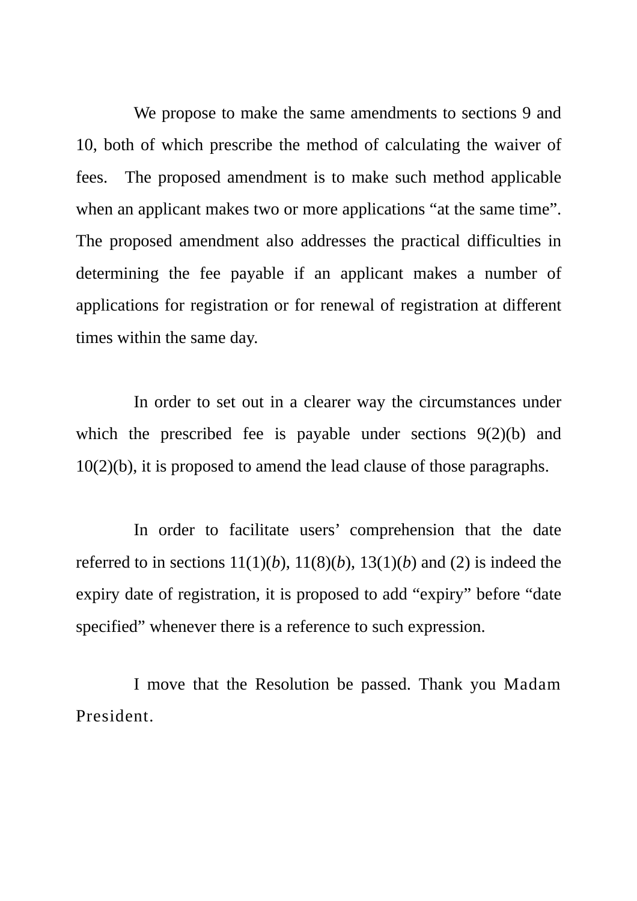We propose to make the same amendments to sections 9 and 10, both of which prescribe the method of calculating the waiver of fees. The proposed amendment is to make such method applicable when an applicant makes two or more applications "at the same time". The proposed amendment also addresses the practical difficulties in determining the fee payable if an applicant makes a number of applications for registration or for renewal of registration at different times within the same day.

In order to set out in a clearer way the circumstances under which the prescribed fee is payable under sections 9(2)(b) and 10(2)(b), it is proposed to amend the lead clause of those paragraphs.

In order to facilitate users' comprehension that the date referred to in sections 11(1)(*b*), 11(8)(*b*), 13(1)(*b*) and (2) is indeed the expiry date of registration, it is proposed to add "expiry" before "date specified" whenever there is a reference to such expression.

I move that the Resolution be passed. Thank you Madam President.